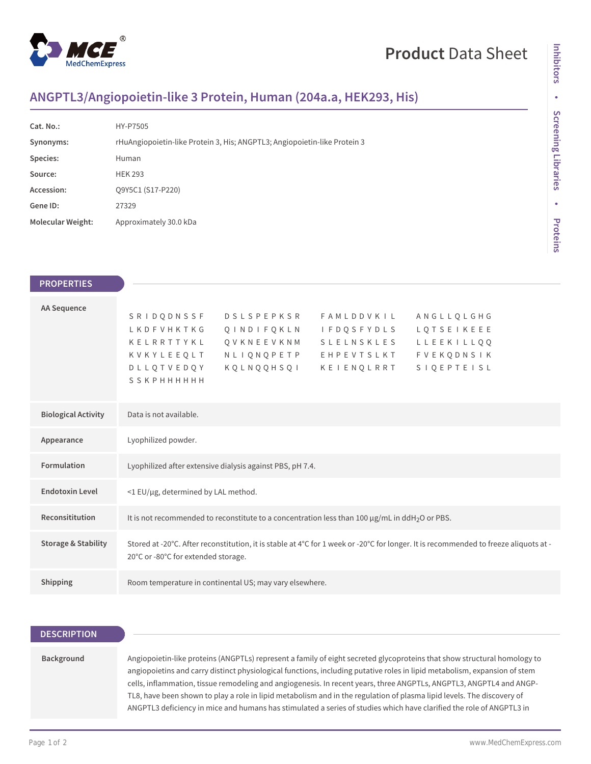# Product Data Sheet

## ANGPTL3/Angiopoietin-like 3 Protein, Human (204a.a, HEK293, His)

| | |
|---|---|
| **Cat. No.:** | HY-P7505 |
| **Synonyms:** | rHuAngiopoietin-like Protein 3, His; ANGPTL3; Angiopoietin-like Protein 3 |
| **Species:** | Human |
| **Source:** | HEK 293 |
| **Accession:** | Q9Y5C1 (S17-P220) |
| **Gene ID:** | 27329 |
| **Molecular Weight:** | Approximately 30.0 kDa |

## PROPERTIES

| | |
|---|---|
| **AA Sequence** | S R I D Q D N S S F   D S L S P E P K S R   F A M L D D V K I L   A N G L L Q L G H G<br>L K D F V H K T K G   Q I N D I F Q K L N   I F D Q S F Y D L S   L Q T S E I K E E E<br>K E L R R T T Y K L   Q V K N E E V K N M   S L E L N S K L E S   L L E E K I L L Q Q<br>K V K Y L E E Q L T   N L I Q N Q P E T P   E H P E V T S L K T   F V E K Q D N S I K<br>D L L Q T V E D Q Y   K Q L N Q Q H S Q I   K E I E N Q L R R T   S I Q E P T E I S L<br>S S K P H H H H H H |
| **Biological Activity** | Data is not available. |
| **Appearance** | Lyophilized powder. |
| **Formulation** | Lyophilized after extensive dialysis against PBS, pH 7.4. |
| **Endotoxin Level** | <1 EU/μg, determined by LAL method. |
| **Reconsititution** | It is not recommended to reconstitute to a concentration less than 100 μg/mL in $ddH_2O$ or PBS. |
| **Storage & Stability** | Stored at -20°C. After reconstitution, it is stable at 4°C for 1 week or -20°C for longer. It is recommended to freeze aliquots at -20°C or -80°C for extended storage. |
| **Shipping** | Room temperature in continental US; may vary elsewhere. |

## DESCRIPTION

| | |
|---|---|
| **Background** | Angiopoietin-like proteins (ANGPTLs) represent a family of eight secreted glycoproteins that show structural homology to angiopoietins and carry distinct physiological functions, including putative roles in lipid metabolism, expansion of stem cells, inflammation, tissue remodeling and angiogenesis. In recent years, three ANGPTLs, ANGPTL3, ANGPTL4 and ANGP-TL8, have been shown to play a role in lipid metabolism and in the regulation of plasma lipid levels. The discovery of ANGPTL3 deficiency in mice and humans has stimulated a series of studies which have clarified the role of ANGPTL3 in |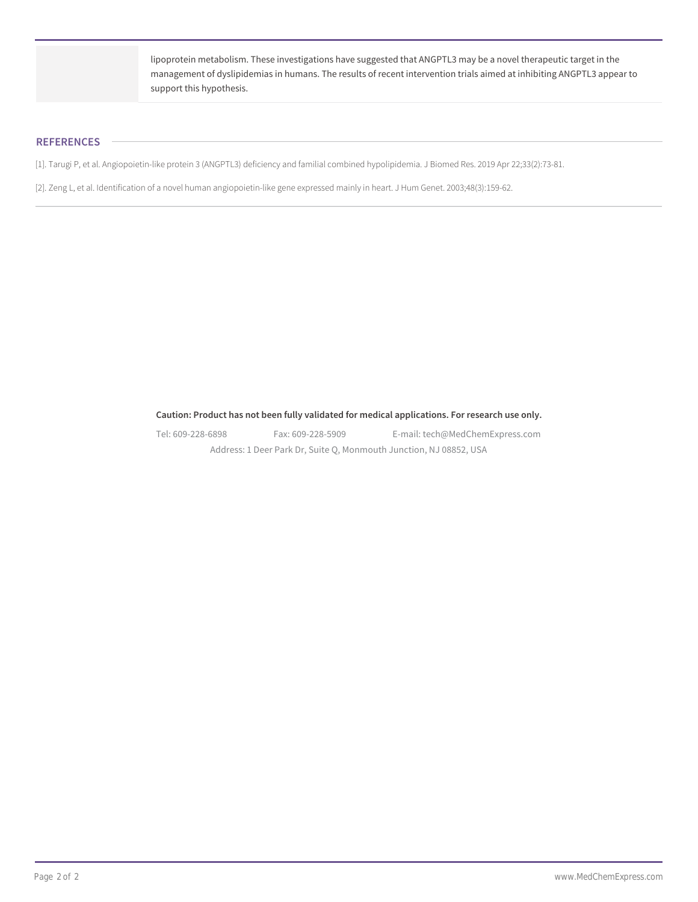lipoprotein metabolism. These investigations have suggested that ANGPTL3 may be a novel therapeutic target in the management of dyslipidemias in humans. The results of recent intervention trials aimed at inhibiting ANGPTL3 appear to support this hypothesis.

## REFERENCES

[1]. Tarugi P, et al. Angiopoietin-like protein 3 (ANGPTL3) deficiency and familial combined hypolipidemia. J Biomed Res. 2019 Apr 22;33(2):73-81.

[2]. Zeng L, et al. Identification of a novel human angiopoietin-like gene expressed mainly in heart. J Hum Genet. 2003;48(3):159-62.

**Caution: Product has not been fully validated for medical applications. For research use only.**

Tel: 609-228-6898 Fax: 609-228-5909 E-mail: tech@MedChemExpress.com

Address: 1 Deer Park Dr, Suite Q, Monmouth Junction, NJ 08852, USA